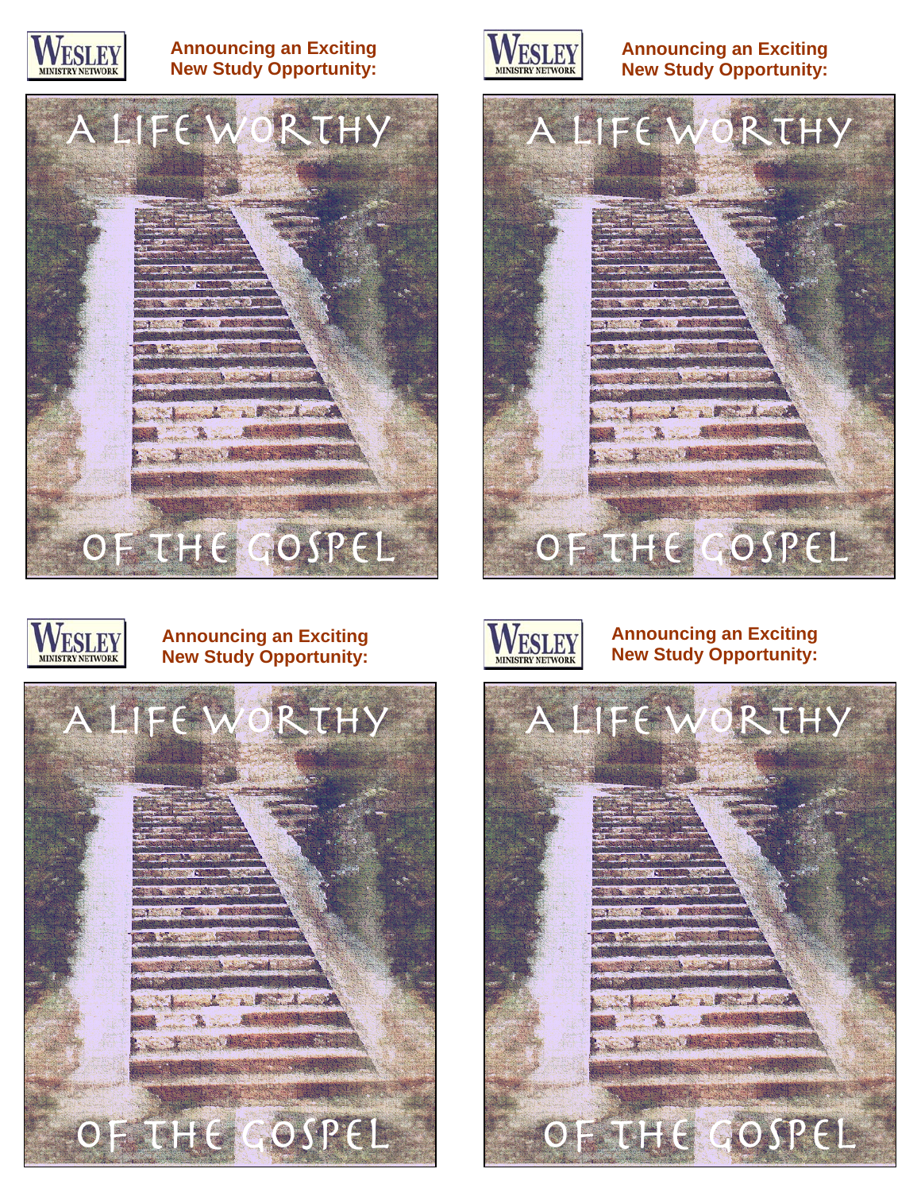WESLEY MINISTRY NETWORK

**Announcing an Exciting New Study Opportunity:**

A LIFE WORTHY OF THE GOSPEL

WESLEY MINISTRY NETWORK

**Announcing an Exciting New Study Opportunity:**

A LIFE WORTHY OF THE GOSPEL

WESLEY MINISTRY NETWORK

**Announcing an Exciting New Study Opportunity:**

A LIFE WORTHY OF THE GOSPEL

WESLEY MINISTRY NETWORK

**Announcing an Exciting New Study Opportunity:**

A LIFE WORTHY OF THE GOSPEL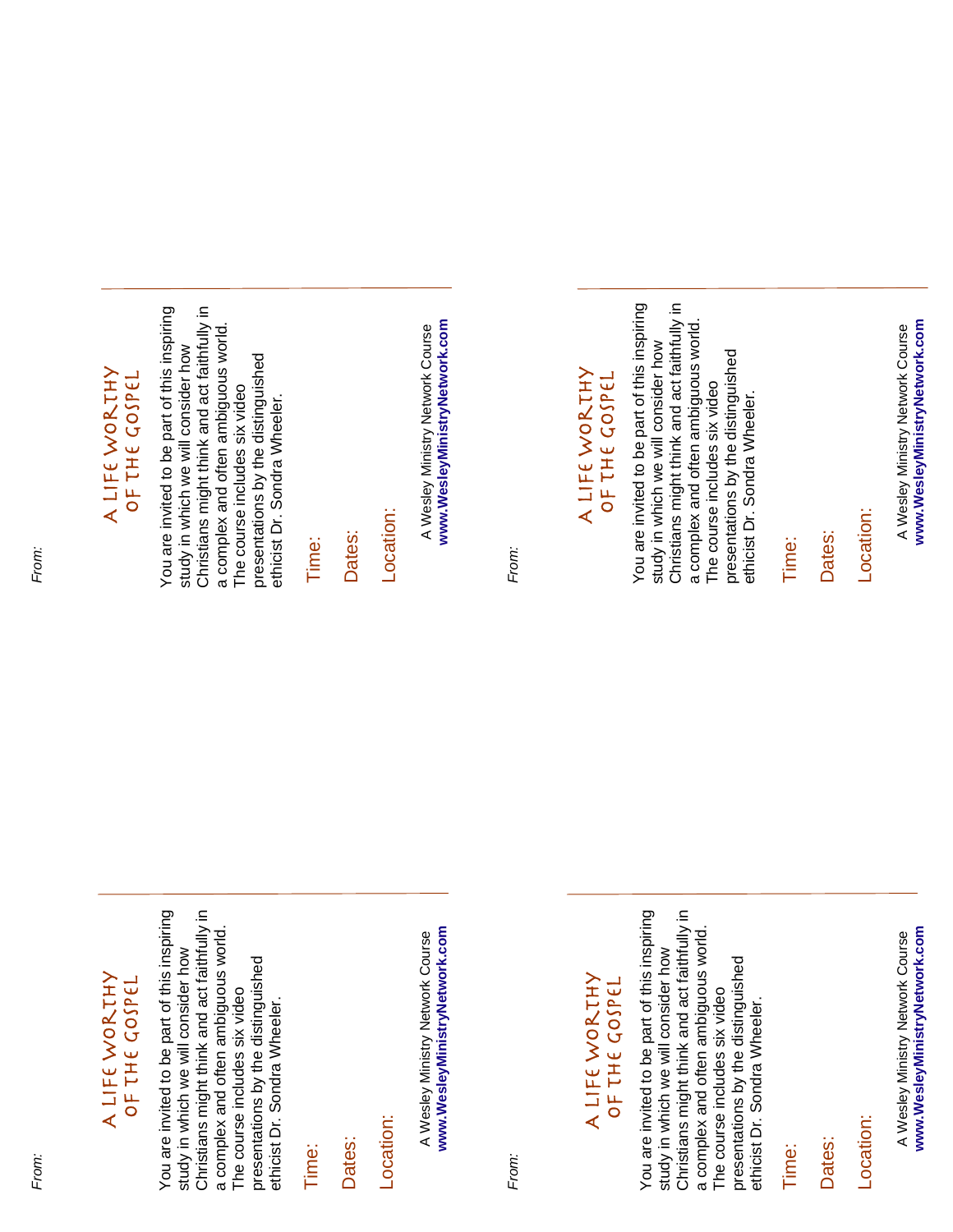*From:*

## A LIFE WORTHY OF THE GOSPEL

You are invited to be part of this inspiring study in which we will consider how Christians might think and act faithfully in a complex and often ambiguous world. The course includes six video presentations by the distinguished ethicist Dr. Sondra Wheeler.

Time:

Dates:

Location:

A Wesley Ministry Network Course
**www.WesleyMinistryNetwork.com**

---

*From:*

## A LIFE WORTHY OF THE GOSPEL

You are invited to be part of this inspiring study in which we will consider how Christians might think and act faithfully in a complex and often ambiguous world. The course includes six video presentations by the distinguished ethicist Dr. Sondra Wheeler.

Time:

Dates:

Location:

A Wesley Ministry Network Course
**www.WesleyMinistryNetwork.com**

---

*From:*

## A LIFE WORTHY OF THE GOSPEL

You are invited to be part of this inspiring study in which we will consider how Christians might think and act faithfully in a complex and often ambiguous world. The course includes six video presentations by the distinguished ethicist Dr. Sondra Wheeler.

Time:

Dates:

Location:

A Wesley Ministry Network Course
**www.WesleyMinistryNetwork.com**

---

*From:*

## A LIFE WORTHY OF THE GOSPEL

You are invited to be part of this inspiring study in which we will consider how Christians might think and act faithfully in a complex and often ambiguous world. The course includes six video presentations by the distinguished ethicist Dr. Sondra Wheeler.

Time:

Dates:

Location:

A Wesley Ministry Network Course
**www.WesleyMinistryNetwork.com**